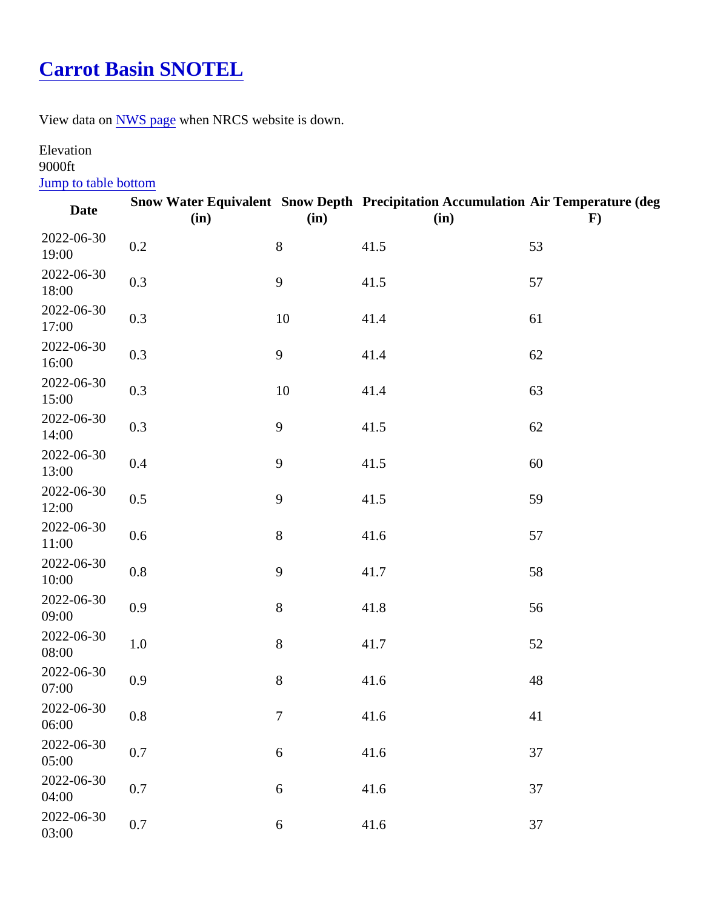# [Carrot Basin SNOTEL]()

View data on NWS page when NRCS website is down.

Elevation
9000ft
Jump to table bottom

| Date | Snow Water Equivalent (in) | Snow Depth (in) | Precipitation Accumulation (in) | Air Temperature (deg F) |
|---|---|---|---|---|
| 2022-06-30 19:00 | 0.2 | 8 | 41.5 | 53 |
| 2022-06-30 18:00 | 0.3 | 9 | 41.5 | 57 |
| 2022-06-30 17:00 | 0.3 | 10 | 41.4 | 61 |
| 2022-06-30 16:00 | 0.3 | 9 | 41.4 | 62 |
| 2022-06-30 15:00 | 0.3 | 10 | 41.4 | 63 |
| 2022-06-30 14:00 | 0.3 | 9 | 41.5 | 62 |
| 2022-06-30 13:00 | 0.4 | 9 | 41.5 | 60 |
| 2022-06-30 12:00 | 0.5 | 9 | 41.5 | 59 |
| 2022-06-30 11:00 | 0.6 | 8 | 41.6 | 57 |
| 2022-06-30 10:00 | 0.8 | 9 | 41.7 | 58 |
| 2022-06-30 09:00 | 0.9 | 8 | 41.8 | 56 |
| 2022-06-30 08:00 | 1.0 | 8 | 41.7 | 52 |
| 2022-06-30 07:00 | 0.9 | 8 | 41.6 | 48 |
| 2022-06-30 06:00 | 0.8 | 7 | 41.6 | 41 |
| 2022-06-30 05:00 | 0.7 | 6 | 41.6 | 37 |
| 2022-06-30 04:00 | 0.7 | 6 | 41.6 | 37 |
| 2022-06-30 03:00 | 0.7 | 6 | 41.6 | 37 |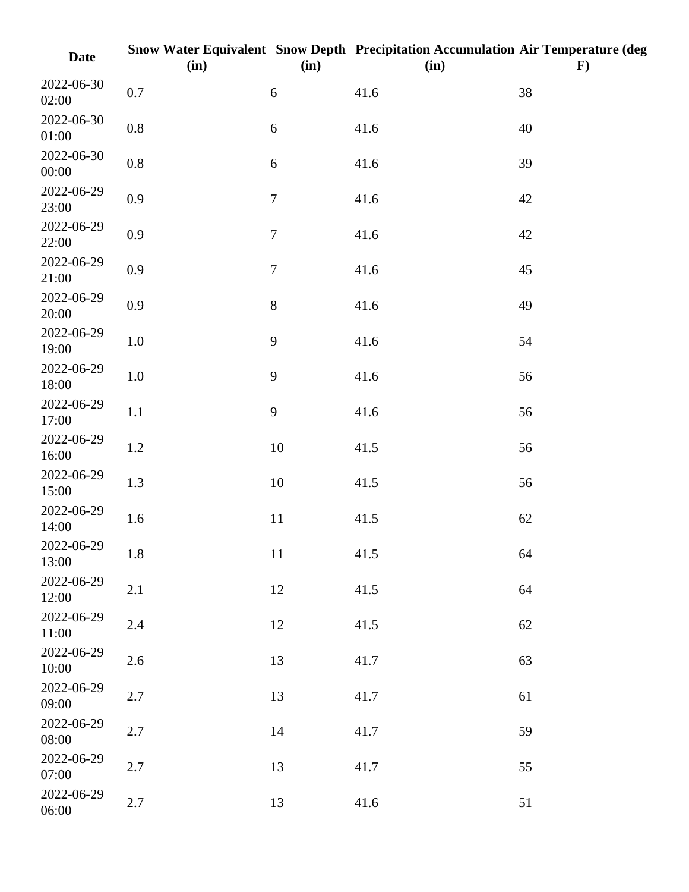| Date | Snow Water Equivalent (in) | Snow Depth (in) | Precipitation Accumulation (in) | Air Temperature (deg F) |
| --- | --- | --- | --- | --- |
| 2022-06-30 02:00 | 0.7 | 6 | 41.6 | 38 |
| 2022-06-30 01:00 | 0.8 | 6 | 41.6 | 40 |
| 2022-06-30 00:00 | 0.8 | 6 | 41.6 | 39 |
| 2022-06-29 23:00 | 0.9 | 7 | 41.6 | 42 |
| 2022-06-29 22:00 | 0.9 | 7 | 41.6 | 42 |
| 2022-06-29 21:00 | 0.9 | 7 | 41.6 | 45 |
| 2022-06-29 20:00 | 0.9 | 8 | 41.6 | 49 |
| 2022-06-29 19:00 | 1.0 | 9 | 41.6 | 54 |
| 2022-06-29 18:00 | 1.0 | 9 | 41.6 | 56 |
| 2022-06-29 17:00 | 1.1 | 9 | 41.6 | 56 |
| 2022-06-29 16:00 | 1.2 | 10 | 41.5 | 56 |
| 2022-06-29 15:00 | 1.3 | 10 | 41.5 | 56 |
| 2022-06-29 14:00 | 1.6 | 11 | 41.5 | 62 |
| 2022-06-29 13:00 | 1.8 | 11 | 41.5 | 64 |
| 2022-06-29 12:00 | 2.1 | 12 | 41.5 | 64 |
| 2022-06-29 11:00 | 2.4 | 12 | 41.5 | 62 |
| 2022-06-29 10:00 | 2.6 | 13 | 41.7 | 63 |
| 2022-06-29 09:00 | 2.7 | 13 | 41.7 | 61 |
| 2022-06-29 08:00 | 2.7 | 14 | 41.7 | 59 |
| 2022-06-29 07:00 | 2.7 | 13 | 41.7 | 55 |
| 2022-06-29 06:00 | 2.7 | 13 | 41.6 | 51 |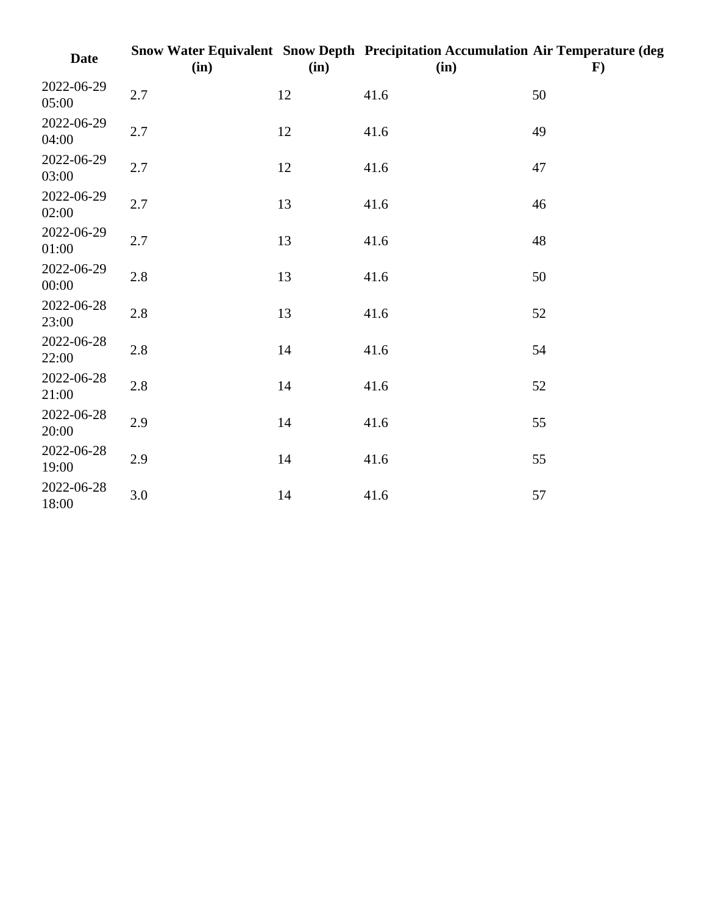| Date | Snow Water Equivalent (in) | Snow Depth (in) | Precipitation Accumulation (in) | Air Temperature (deg F) |
|---|---|---|---|---|
| 2022-06-29 05:00 | 2.7 | 12 | 41.6 | 50 |
| 2022-06-29 04:00 | 2.7 | 12 | 41.6 | 49 |
| 2022-06-29 03:00 | 2.7 | 12 | 41.6 | 47 |
| 2022-06-29 02:00 | 2.7 | 13 | 41.6 | 46 |
| 2022-06-29 01:00 | 2.7 | 13 | 41.6 | 48 |
| 2022-06-29 00:00 | 2.8 | 13 | 41.6 | 50 |
| 2022-06-28 23:00 | 2.8 | 13 | 41.6 | 52 |
| 2022-06-28 22:00 | 2.8 | 14 | 41.6 | 54 |
| 2022-06-28 21:00 | 2.8 | 14 | 41.6 | 52 |
| 2022-06-28 20:00 | 2.9 | 14 | 41.6 | 55 |
| 2022-06-28 19:00 | 2.9 | 14 | 41.6 | 55 |
| 2022-06-28 18:00 | 3.0 | 14 | 41.6 | 57 |